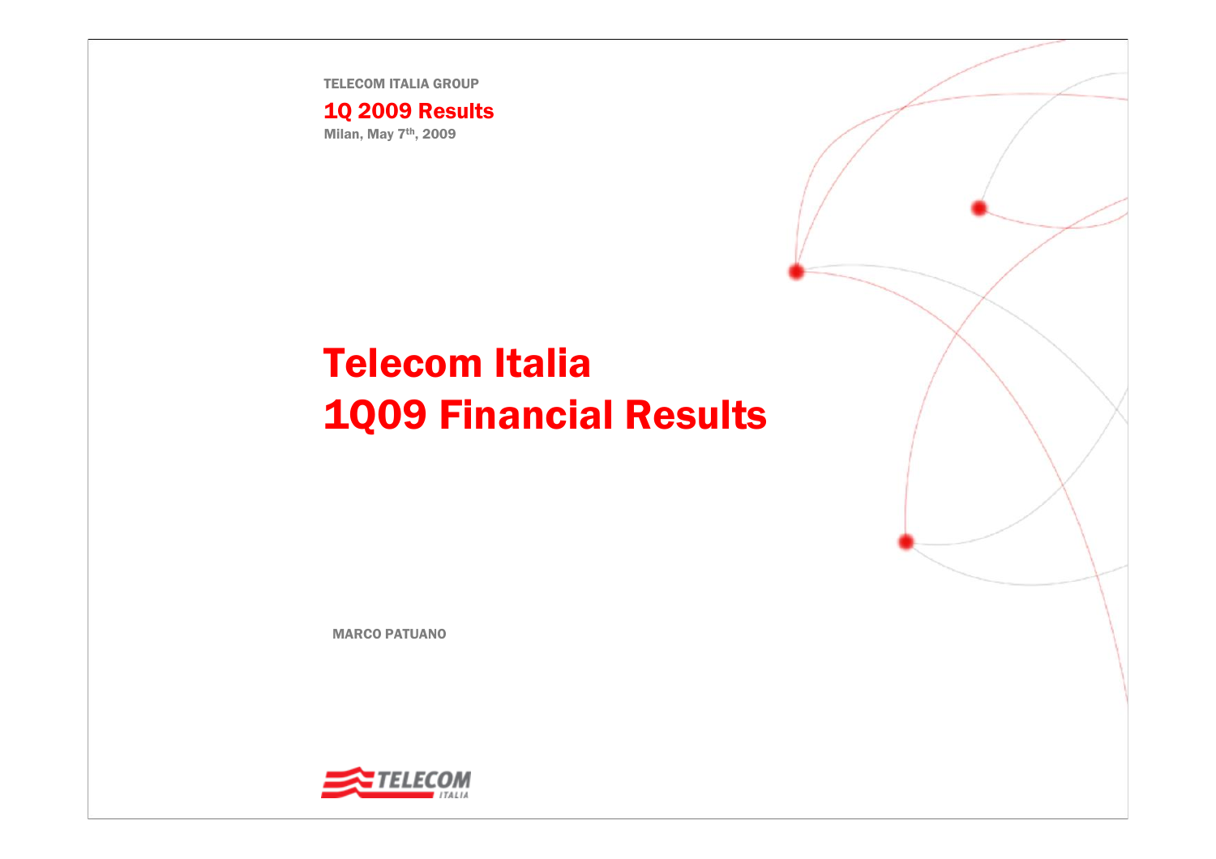TELECOM ITALIA GROUP

**1Q 2009 Results**

Milan, May 7th, 2009

# Telecom Italia 1Q09 Financial Results

MARCO PATUANO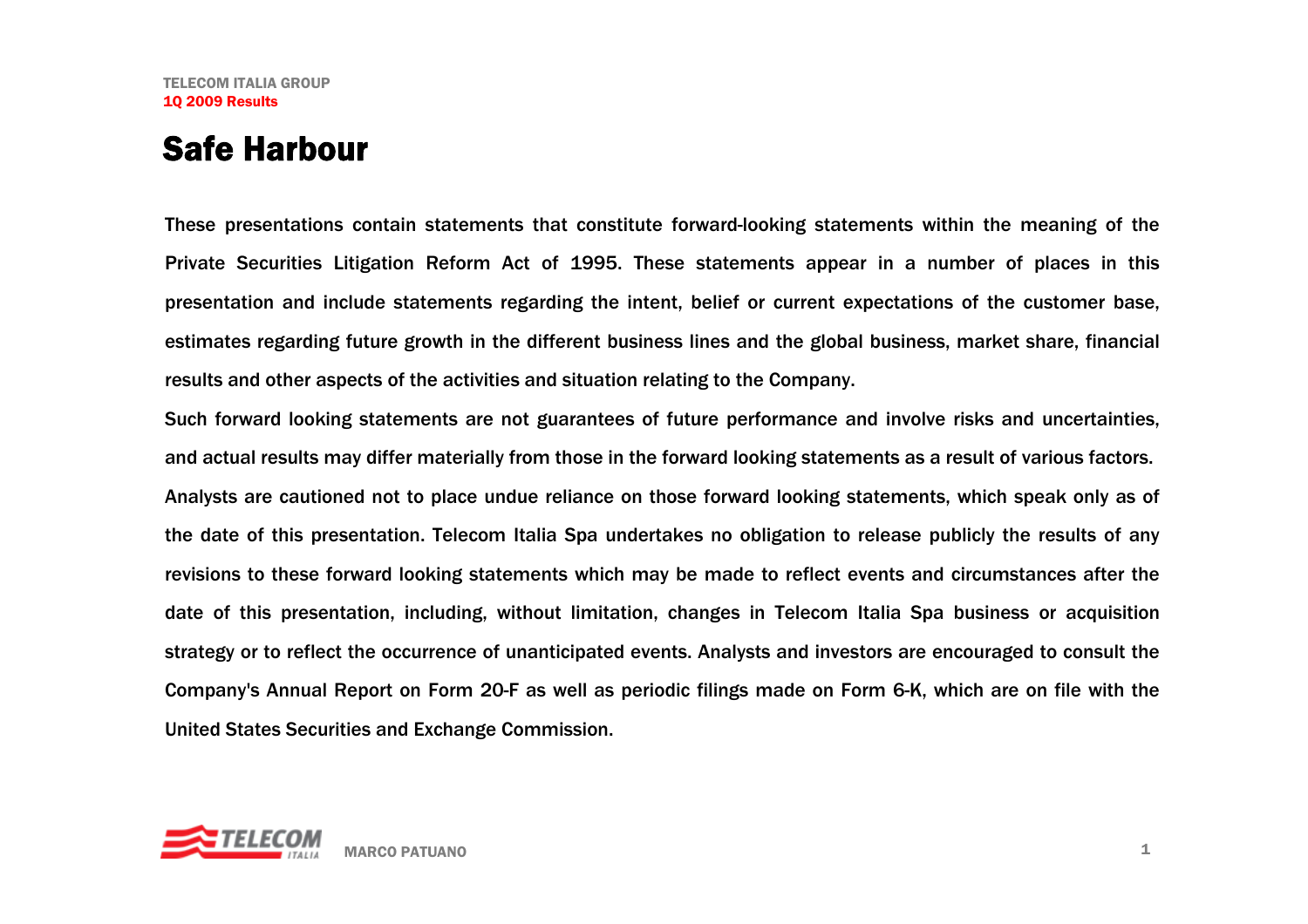# Safe Harbour

These presentations contain statements that constitute forward-looking statements within the meaning of the Private Securities Litigation Reform Act of 1995. These statements appear in a number of places in this presentation and include statements regarding the intent, belief or current expectations of the customer base, estimates regarding future growth in the different business lines and the global business, market share, financial results and other aspects of the activities and situation relating to the Company.

Such forward looking statements are not guarantees of future performance and involve risks and uncertainties, and actual results may differ materially from those in the forward looking statements as a result of various factors.

Analysts are cautioned not to place undue reliance on those forward looking statements, which speak only as of the date of this presentation. Telecom Italia Spa undertakes no obligation to release publicly the results of any revisions to these forward looking statements which may be made to reflect events and circumstances after the date of this presentation, including, without limitation, changes in Telecom Italia Spa business or acquisition strategy or to reflect the occurrence of unanticipated events. Analysts and investors are encouraged to consult the Company's Annual Report on Form 20-F as well as periodic filings made on Form 6-K, which are on file with the United States Securities and Exchange Commission.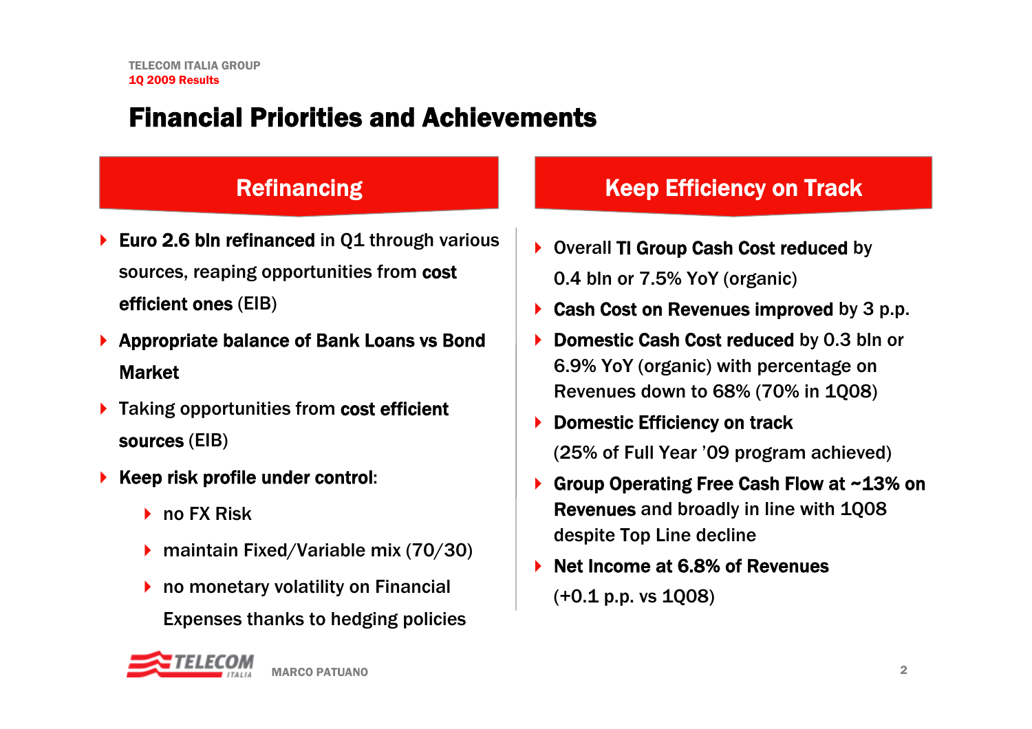# Financial Priorities and Achievements

## Refinancing

- **Euro 2.6 bln refinanced** in Q1 through various sources, reaping opportunities from **cost efficient ones** (EIB)
- **Appropriate balance of Bank Loans vs Bond Market**
- Taking opportunities from **cost efficient sources** (EIB)
- **Keep risk profile under control**:
  - no FX Risk
  - maintain Fixed/Variable mix (70/30)
  - no monetary volatility on Financial Expenses thanks to hedging policies

## Keep Efficiency on Track

- Overall **TI Group Cash Cost reduced** by 0.4 bln or 7.5% YoY (organic)
- **Cash Cost on Revenues improved** by 3 p.p.
- **Domestic Cash Cost reduced** by 0.3 bln or 6.9% YoY (organic) with percentage on Revenues down to 68% (70% in 1Q08)
- **Domestic Efficiency on track** (25% of Full Year '09 program achieved)
- **Group Operating Free Cash Flow at ~13% on Revenues** and broadly in line with 1Q08 despite Top Line decline
- **Net Income at 6.8% of Revenues** (+0.1 p.p. vs 1Q08)

MARCO PATUANO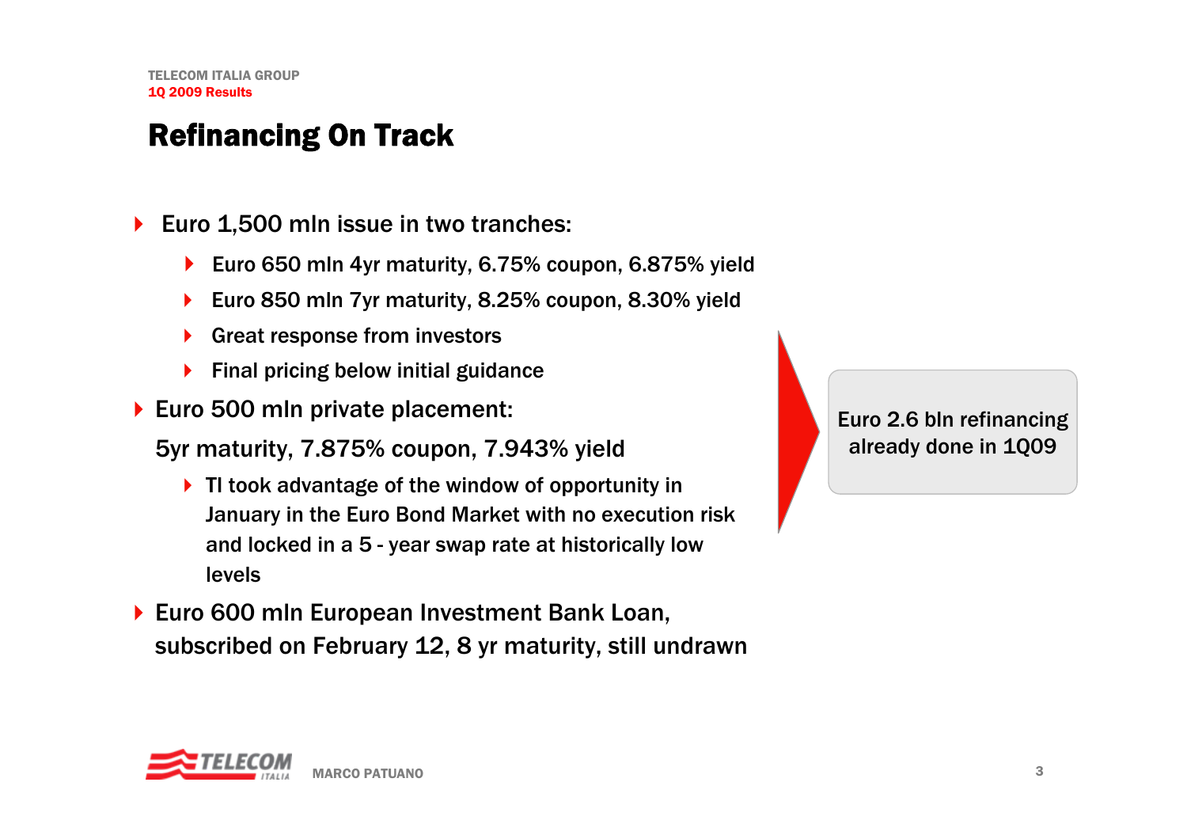# Refinancing On Track

- Euro 1,500 mln issue in two tranches:
  - Euro 650 mln 4yr maturity, 6.75% coupon, 6.875% yield
  - Euro 850 mln 7yr maturity, 8.25% coupon, 8.30% yield
  - Great response from investors
  - Final pricing below initial guidance
- Euro 500 mln private placement:

  5yr maturity, 7.875% coupon, 7.943% yield
  - TI took advantage of the window of opportunity in January in the Euro Bond Market with no execution risk and locked in a 5 - year swap rate at historically low levels
- Euro 600 mln European Investment Bank Loan, subscribed on February 12, 8 yr maturity, still undrawn

Euro 2.6 bln refinancing already done in 1Q09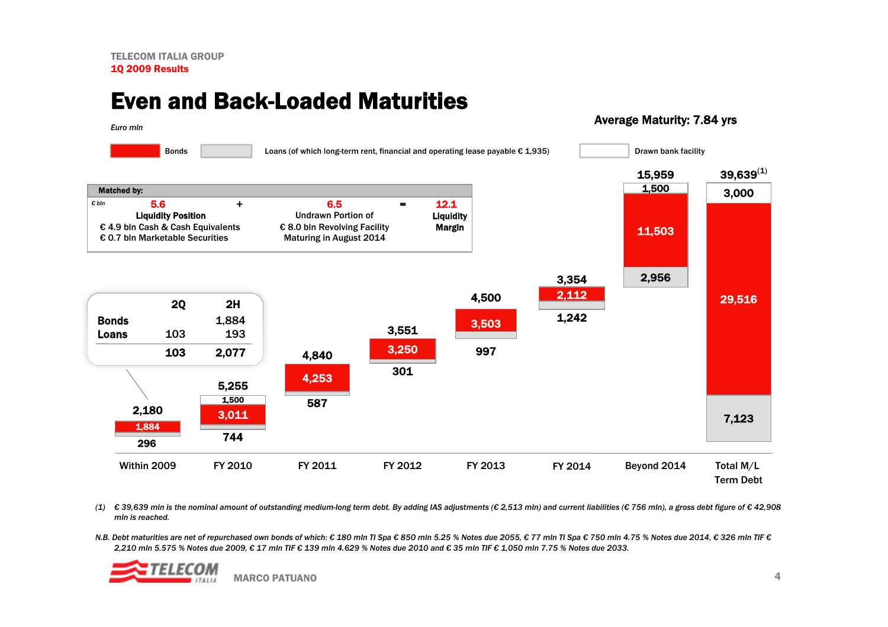TELECOM ITALIA GROUP
**1Q 2009 Results**

# Even and Back-Loaded Maturities

*Euro mln*

**Average Maturity: 7.84 yrs**

Legend: Bonds | Loans (of which long-term rent, financial and operating lease payable € 1,935) | Drawn bank facility

**Matched by:**

| € bln | | | | |
|---|---|---|---|---|
| **5.6** Liquidity Position | + | **6.5** Undrawn Portion of € 8.0 bln Revolving Facility Maturing in August 2014 | = | **12.1** Liquidity Margin |
| € 4.9 bln Cash & Cash Equivalents<br>€ 0.7 bln Marketable Securities | | | | |

| | 2Q | 2H |
|---|---|---|
| **Bonds** | | 1,884 |
| **Loans** | 103 | 193 |
| | 103 | 2,077 |

| | Within 2009 | FY 2010 | FY 2011 | FY 2012 | FY 2013 | FY 2014 | Beyond 2014 | Total M/L Term Debt |
|---|---|---|---|---|---|---|---|---|
| Bonds | 1,884 | 3,011 | 4,253 | 3,250 | 3,503 | 2,112 | 11,503 | 29,516 |
| Loans | 296 | 744 | 587 | 301 | 997 | 1,242 | 2,956 | 7,123 |
| Drawn bank facility | | 1,500 | | | | | 1,500 | 3,000 |
| **Total** | 2,180 | 5,255 | 4,840 | 3,551 | 4,500 | 3,354 | 15,959 | 39,639[1] |

*(1) € 39,639 mln is the nominal amount of outstanding medium-long term debt. By adding IAS adjustments (€ 2,513 mln) and current liabilities (€ 756 mln), a gross debt figure of € 42,908 mln is reached.*

*N.B. Debt maturities are net of repurchased own bonds of which: € 180 mln TI Spa € 850 mln 5.25 % Notes due 2055, € 77 mln TI Spa € 750 mln 4.75 % Notes due 2014, € 326 mln TIF € 2,210 mln 5.575 % Notes due 2009, € 17 mln TIF € 139 mln 4.629 % Notes due 2010 and € 35 mln TIF € 1,050 mln 7.75 % Notes due 2033.*

MARCO PATUANO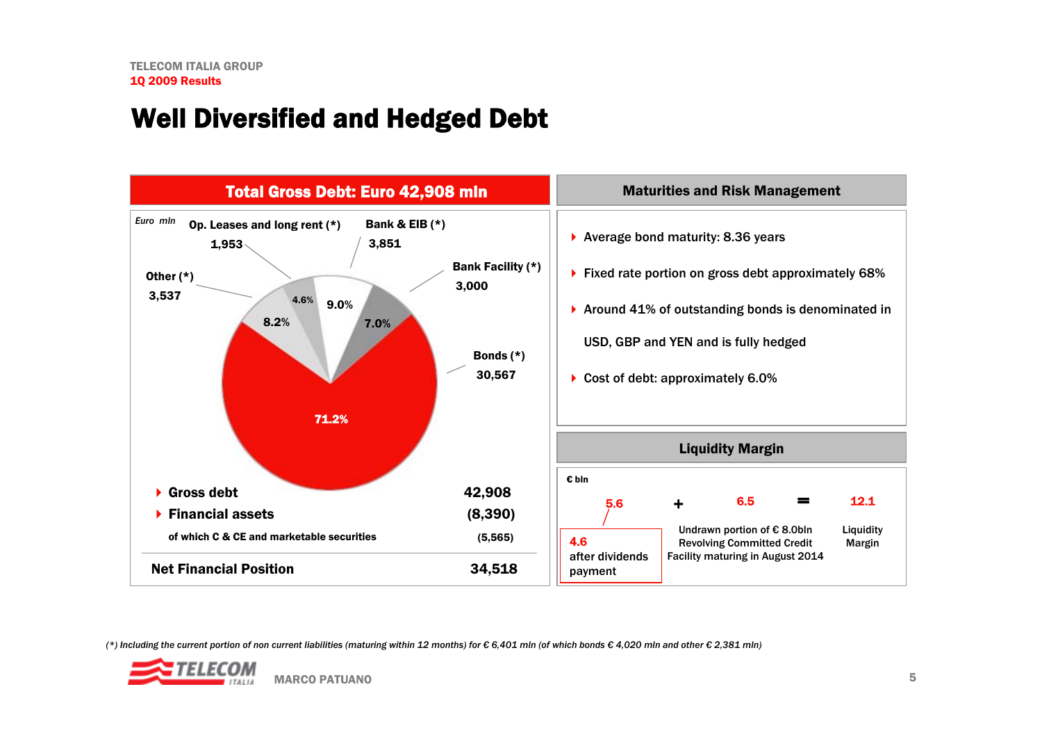# Well Diversified and Hedged Debt

## Total Gross Debt: Euro 42,908 mln

*Euro mln*

| Component | Amount | % |
|---|---|---|
| Bonds (*) | 30,567 | 71.2% |
| Bank & EIB (*) | 3,851 | 9.0% |
| Other (*) | 3,537 | 8.2% |
| Bank Facility (*) | 3,000 | 7.0% |
| Op. Leases and long rent (*) | 1,953 | 4.6% |

| | |
|---|---|
| Gross debt | 42,908 |
| Financial assets | (8,390) |
| of which C & CE and marketable securities | (5,565) |
| **Net Financial Position** | **34,518** |

## Maturities and Risk Management

- Average bond maturity: 8.36 years
- Fixed rate portion on gross debt approximately 68%
- Around 41% of outstanding bonds is denominated in USD, GBP and YEN and is fully hedged
- Cost of debt: approximately 6.0%

## Liquidity Margin

€ bln

5.6 + 6.5 = 12.1

- 5.6 (4.6 after dividends payment)
- 6.5: Undrawn portion of € 8.0bln Revolving Committed Credit Facility maturing in August 2014
- 12.1: Liquidity Margin

*(*) Including the current portion of non current liabilities (maturing within 12 months) for € 6,401 mln (of which bonds € 4,020 mln and other € 2,381 mln)*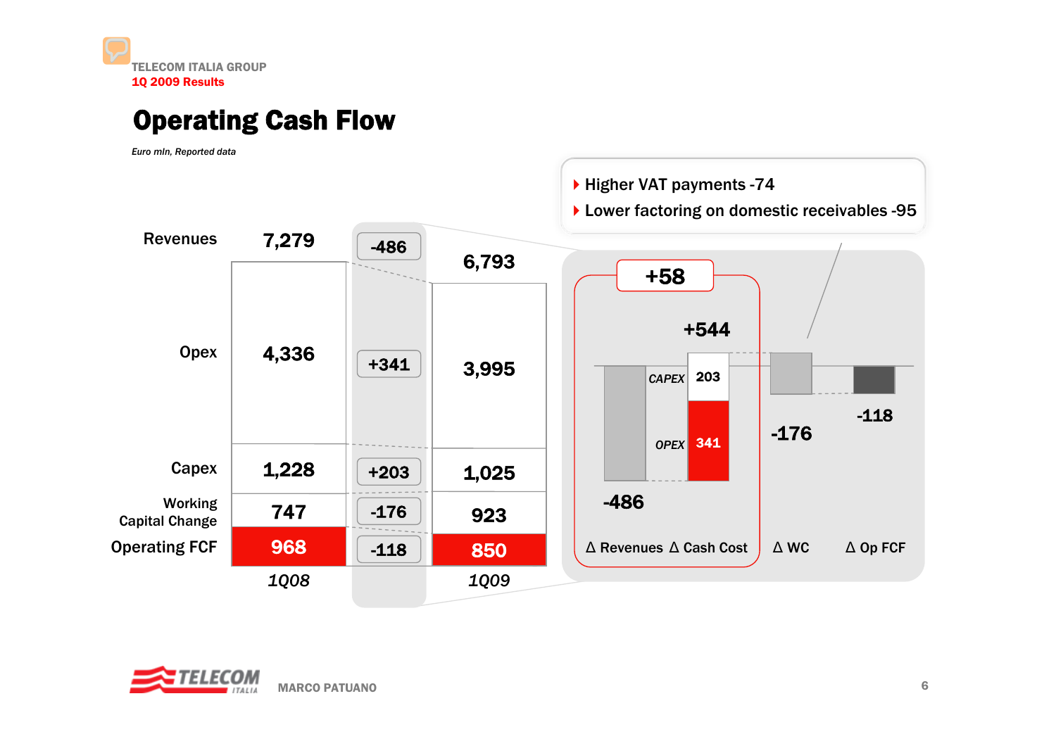# Operating Cash Flow

*Euro mln, Reported data*

| | 1Q08 | Δ | 1Q09 |
|---|---|---|---|
| Revenues | 7,279 | -486 | 6,793 |
| Opex | 4,336 | +341 | 3,995 |
| Capex | 1,228 | +203 | 1,025 |
| Working Capital Change | 747 | -176 | 923 |
| Operating FCF | 968 | -118 | 850 |

- Higher VAT payments -74
- Lower factoring on domestic receivables -95

| Δ Revenues | Δ Cash Cost | Δ WC | Δ Op FCF |
|---|---|---|---|
| -486 | +544 (CAPEX 203, OPEX 341) | -176 | -118 |

Δ Revenues + Δ Cash Cost: +58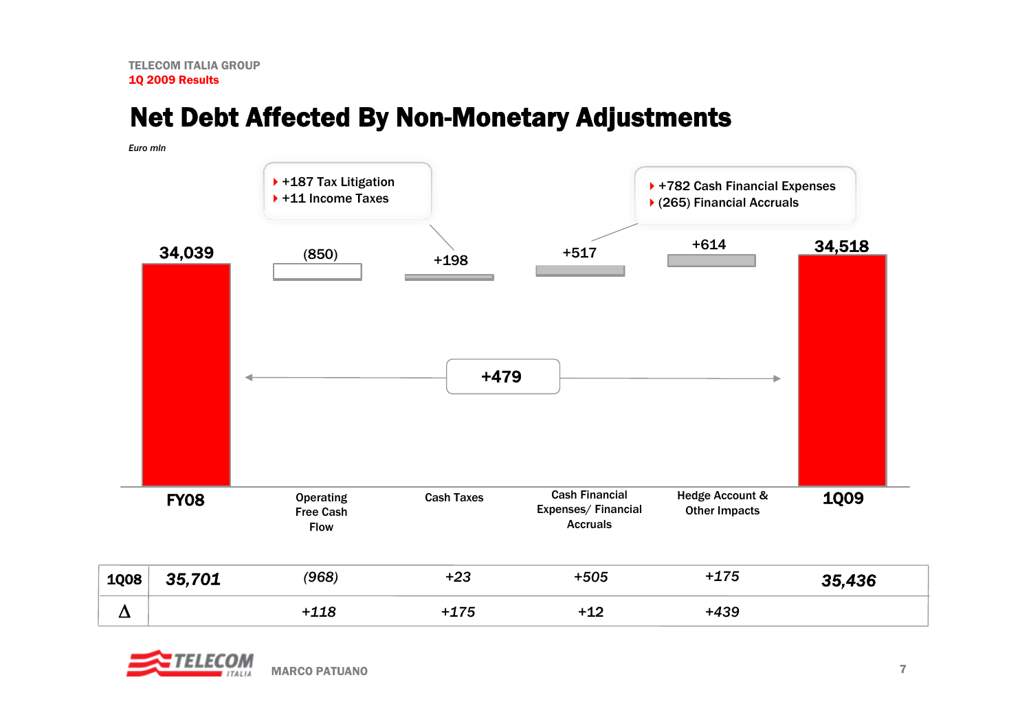TELECOM ITALIA GROUP
**1Q 2009 Results**

# Net Debt Affected By Non-Monetary Adjustments

*Euro mln*

- +187 Tax Litigation
- +11 Income Taxes

- +782 Cash Financial Expenses
- (265) Financial Accruals

| | FY08 | Operating Free Cash Flow | Cash Taxes | Cash Financial Expenses/ Financial Accruals | Hedge Account & Other Impacts | 1Q09 |
|---|---|---|---|---|---|---|
| | 34,039 | (850) | +198 | +517 | +614 | 34,518 |
| 1Q08 | *35,701* | *(968)* | *+23* | *+505* | *+175* | *35,436* |
| Δ | | *+118* | *+175* | *+12* | *+439* | |

+479

MARCO PATUANO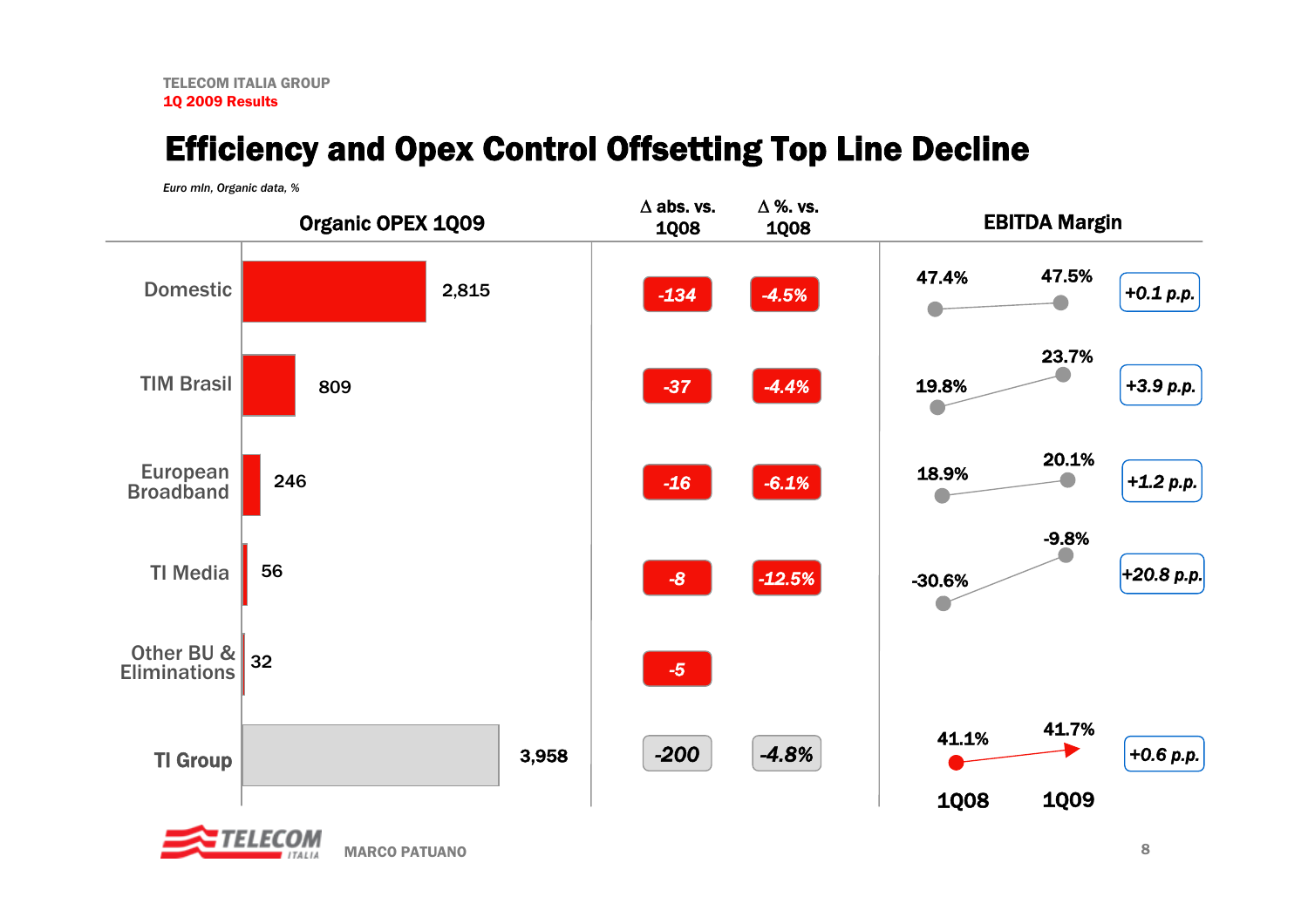# Efficiency and Opex Control Offsetting Top Line Decline

*Euro mln, Organic data, %*

| | Organic OPEX 1Q09 | Δ abs. vs. 1Q08 | Δ %. vs. 1Q08 | EBITDA Margin 1Q08 | EBITDA Margin 1Q09 | Change |
|---|---|---|---|---|---|---|
| Domestic | 2,815 | -134 | -4.5% | 47.4% | 47.5% | +0.1 p.p. |
| TIM Brasil | 809 | -37 | -4.4% | 19.8% | 23.7% | +3.9 p.p. |
| European Broadband | 246 | -16 | -6.1% | 18.9% | 20.1% | +1.2 p.p. |
| TI Media | 56 | -8 | -12.5% | -30.6% | -9.8% | +20.8 p.p. |
| Other BU & Eliminations | 32 | -5 | | | | |
| TI Group | 3,958 | -200 | -4.8% | 41.1% | 41.7% | +0.6 p.p. |

MARCO PATUANO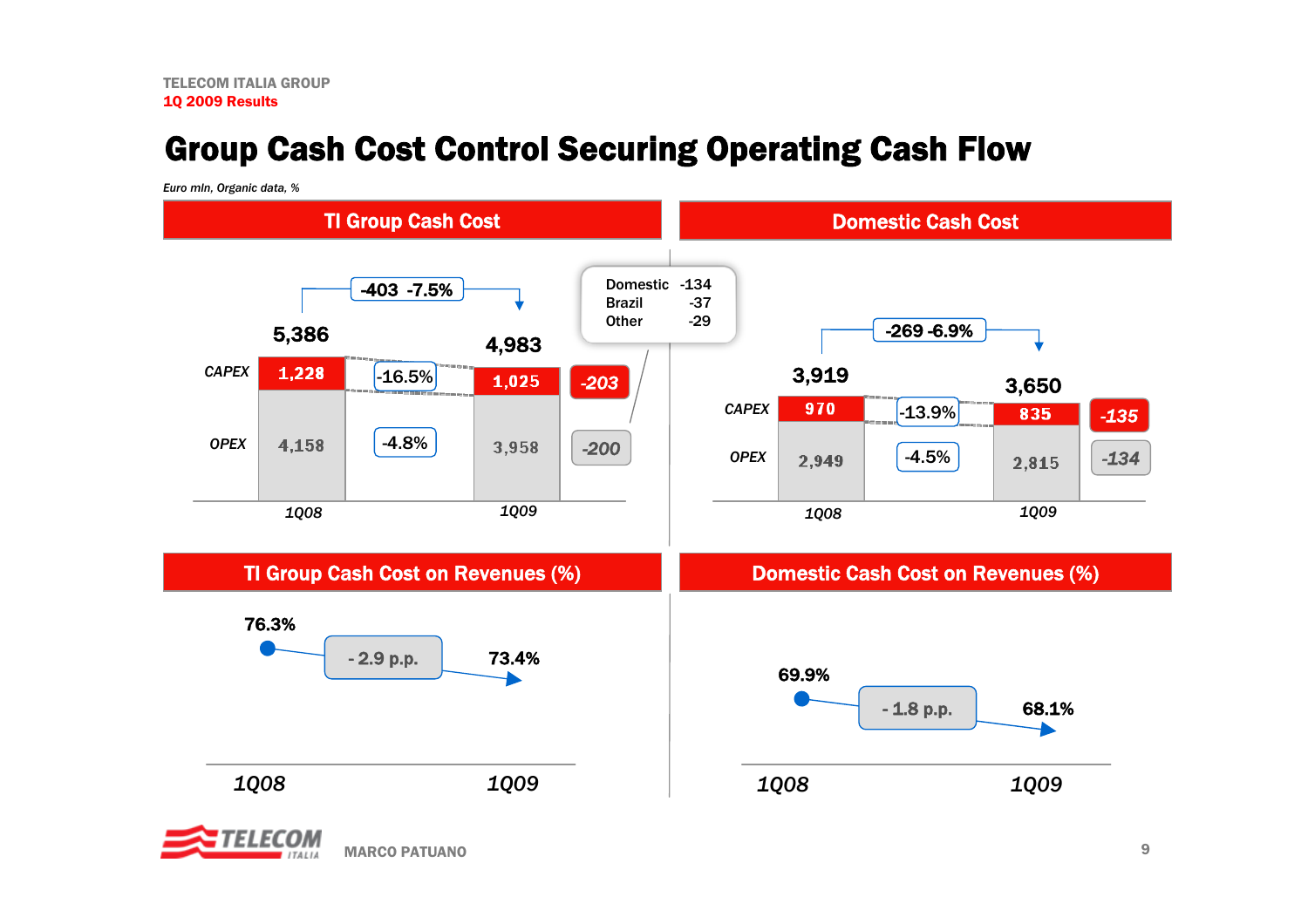# Group Cash Cost Control Securing Operating Cash Flow

*Euro mln, Organic data, %*

## TI Group Cash Cost

| | 1Q08 | Change % | 1Q09 | Change |
|---|---|---|---|---|
| CAPEX | 1,228 | -16.5% | 1,025 | -203 |
| OPEX | 4,158 | -4.8% | 3,958 | -200 |
| Total | 5,386 | -403 -7.5% | 4,983 | |

| Breakdown | |
|---|---|
| Domestic | -134 |
| Brazil | -37 |
| Other | -29 |

## Domestic Cash Cost

| | 1Q08 | Change % | 1Q09 | Change |
|---|---|---|---|---|
| CAPEX | 970 | -13.9% | 835 | -135 |
| OPEX | 2,949 | -4.5% | 2,815 | -134 |
| Total | 3,919 | -269 -6.9% | 3,650 | |

## TI Group Cash Cost on Revenues (%)

| 1Q08 | Change | 1Q09 |
|---|---|---|
| 76.3% | - 2.9 p.p. | 73.4% |

## Domestic Cash Cost on Revenues (%)

| 1Q08 | Change | 1Q09 |
|---|---|---|
| 69.9% | - 1.8 p.p. | 68.1% |

MARCO PATUANO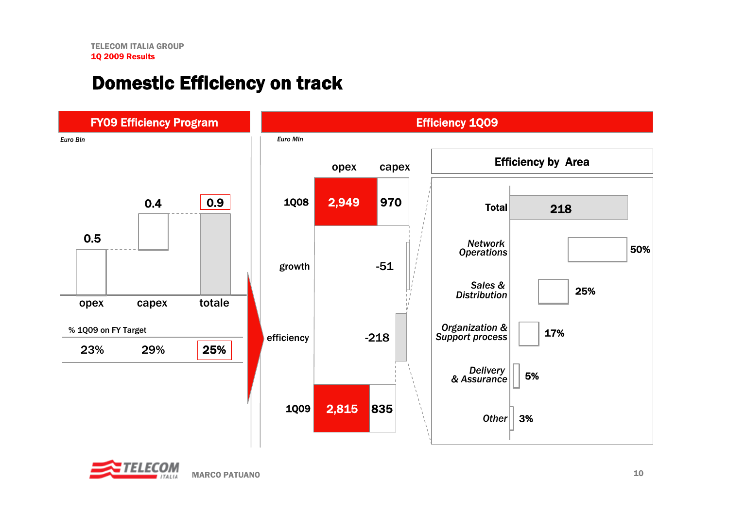# Domestic Efficiency on track

## FY09 Efficiency Program

*Euro Bln*

| | opex | capex | totale |
|---|---|---|---|
| Euro Bln | 0.5 | 0.4 | 0.9 |
| % 1Q09 on FY Target | 23% | 29% | 25% |

## Efficiency 1Q09

*Euro Mln*

| | opex | capex |
|---|---|---|
| 1Q08 | 2,949 | 970 |
| growth | -51 | |
| efficiency | -218 | |
| 1Q09 | 2,815 | 835 |

### Efficiency by Area

| Area | Value |
|---|---|
| Total | 218 |
| Network Operations | 50% |
| Sales & Distribution | 25% |
| Organization & Support process | 17% |
| Delivery & Assurance | 5% |
| Other | 3% |

MARCO PATUANO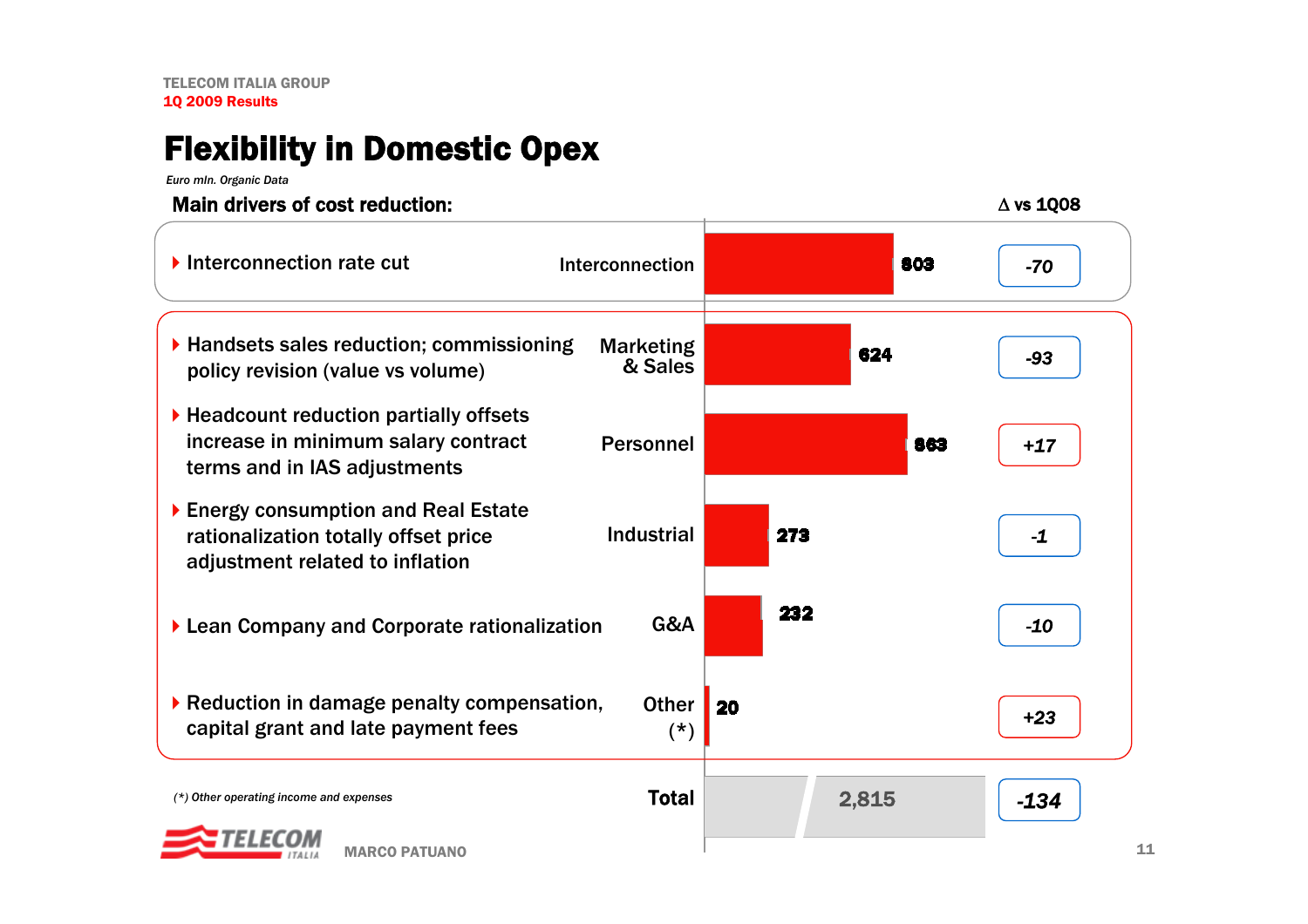# Flexibility in Domestic Opex

*Euro mln. Organic Data*

**Main drivers of cost reduction:**

| Main drivers of cost reduction | Item | Euro mln | Δ vs 1Q08 |
|---|---|---|---|
| Interconnection rate cut | Interconnection | 803 | -70 |
| Handsets sales reduction; commissioning policy revision (value vs volume) | Marketing & Sales | 624 | -93 |
| Headcount reduction partially offsets increase in minimum salary contract terms and in IAS adjustments | Personnel | 863 | +17 |
| Energy consumption and Real Estate rationalization totally offset price adjustment related to inflation | Industrial | 273 | -1 |
| Lean Company and Corporate rationalization | G&A | 232 | -10 |
| Reduction in damage penalty compensation, capital grant and late payment fees | Other (*) | 20 | +23 |
| | **Total** | 2,815 | -134 |

*(\*) Other operating income and expenses*

MARCO PATUANO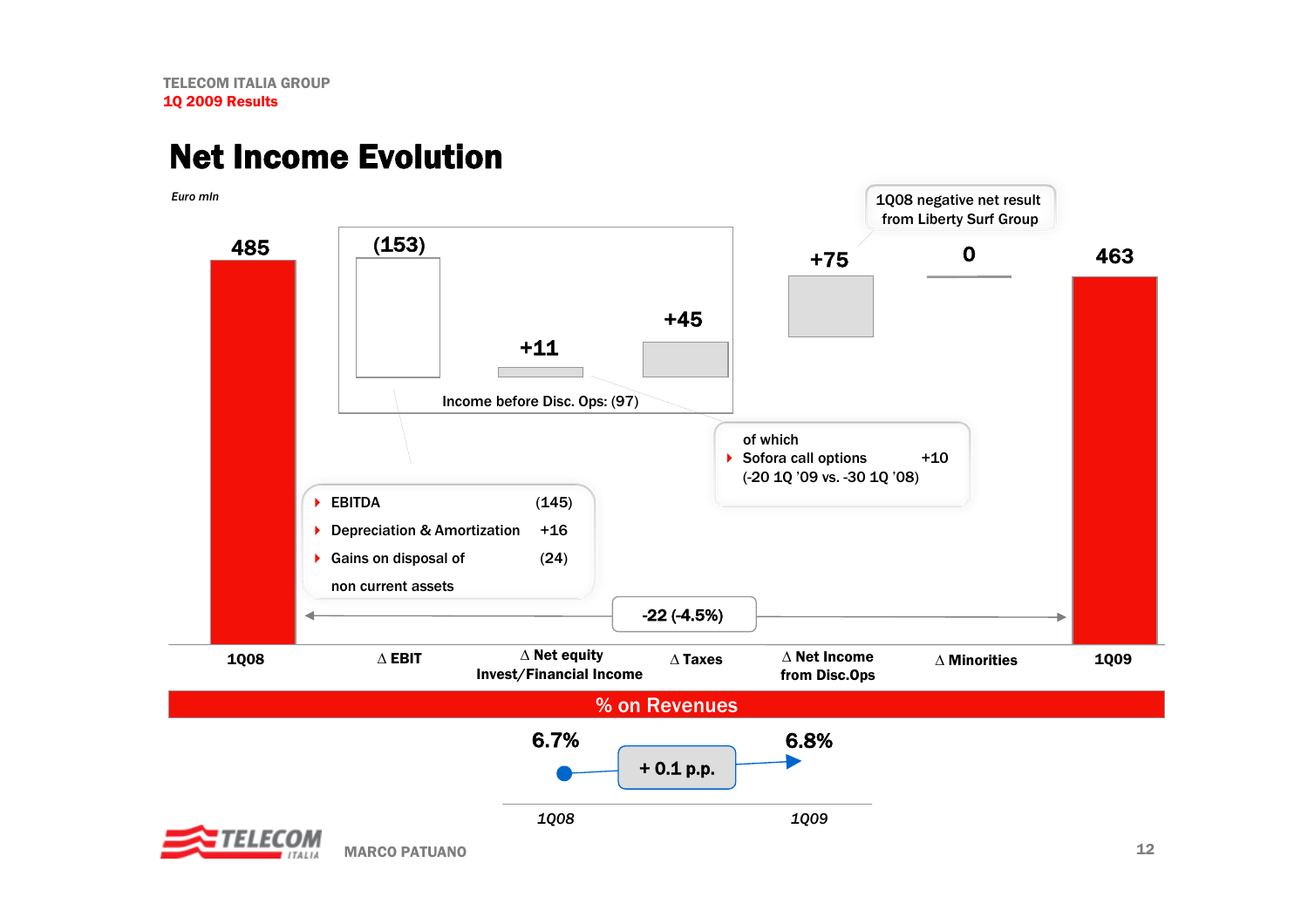# Net Income Evolution

*Euro mln*

| | 1Q08 | Δ EBIT | Δ Net equity Invest/Financial Income | Δ Taxes | Δ Net Income from Disc.Ops | Δ Minorities | 1Q09 |
|---|---|---|---|---|---|---|---|
| Euro mln | 485 | (153) | +11 | +45 | +75 | 0 | 463 |

Income before Disc. Ops: (97)

- EBITDA (145)
- Depreciation & Amortization +16
- Gains on disposal of non current assets (24)

of which
- Sofora call options +10 (-20 1Q '09 vs. -30 1Q '08)

1Q08 negative net result from Liberty Surf Group

-22 (-4.5%)

## % on Revenues

| 1Q08 | 1Q09 |
|---|---|
| 6.7% | 6.8% |

+ 0.1 p.p.

MARCO PATUANO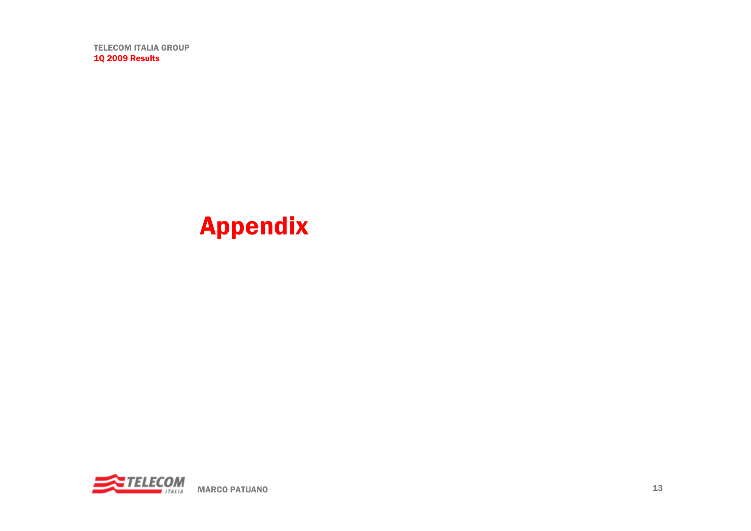# Appendix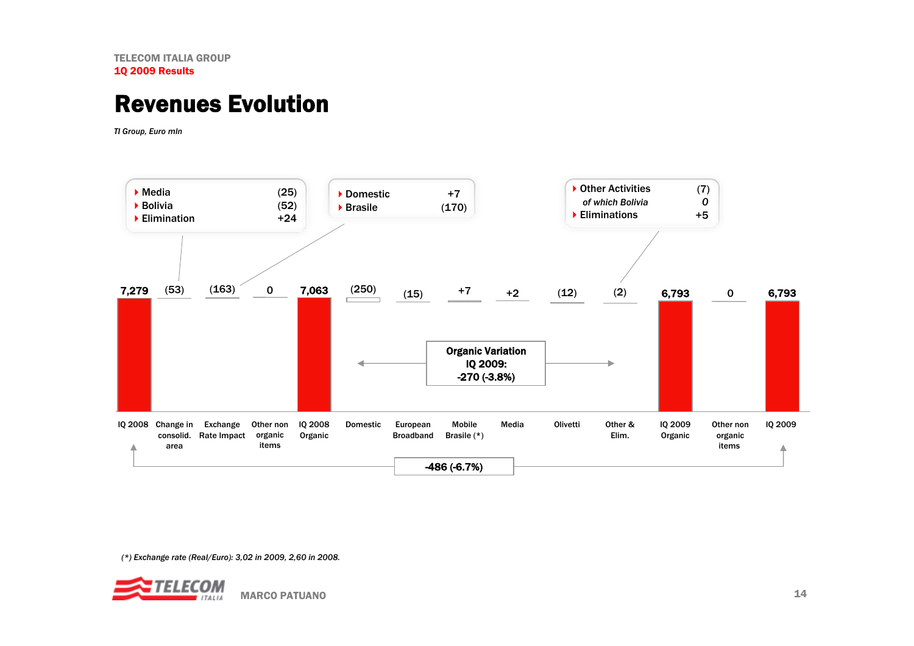TELECOM ITALIA GROUP
**1Q 2009 Results**

# Revenues Evolution

*TI Group, Euro mln*

| IQ 2008 | Change in consolid. area | Exchange Rate Impact | Other non organic items | IQ 2008 Organic | Domestic | European Broadband | Mobile Brasile (*) | Media | Olivetti | Other & Elim. | IQ 2009 Organic | Other non organic items | IQ 2009 |
|---|---|---|---|---|---|---|---|---|---|---|---|---|---|
| 7,279 | (53) | (163) | 0 | 7,063 | (250) | (15) | +7 | +2 | (12) | (2) | 6,793 | 0 | 6,793 |

Change in consolid. area:
- Media (25)
- Bolivia (52)
- Elimination +24

Exchange Rate Impact:
- Domestic +7
- Brasile (170)

Other & Elim.:
- Other Activities (7)
  - *of which Bolivia* *0*
- Eliminations +5

**Organic Variation IQ 2009: -270 (-3.8%)**

**-486 (-6.7%)**

*(\*) Exchange rate (Real/Euro): 3,02 in 2009, 2,60 in 2008.*

MARCO PATUANO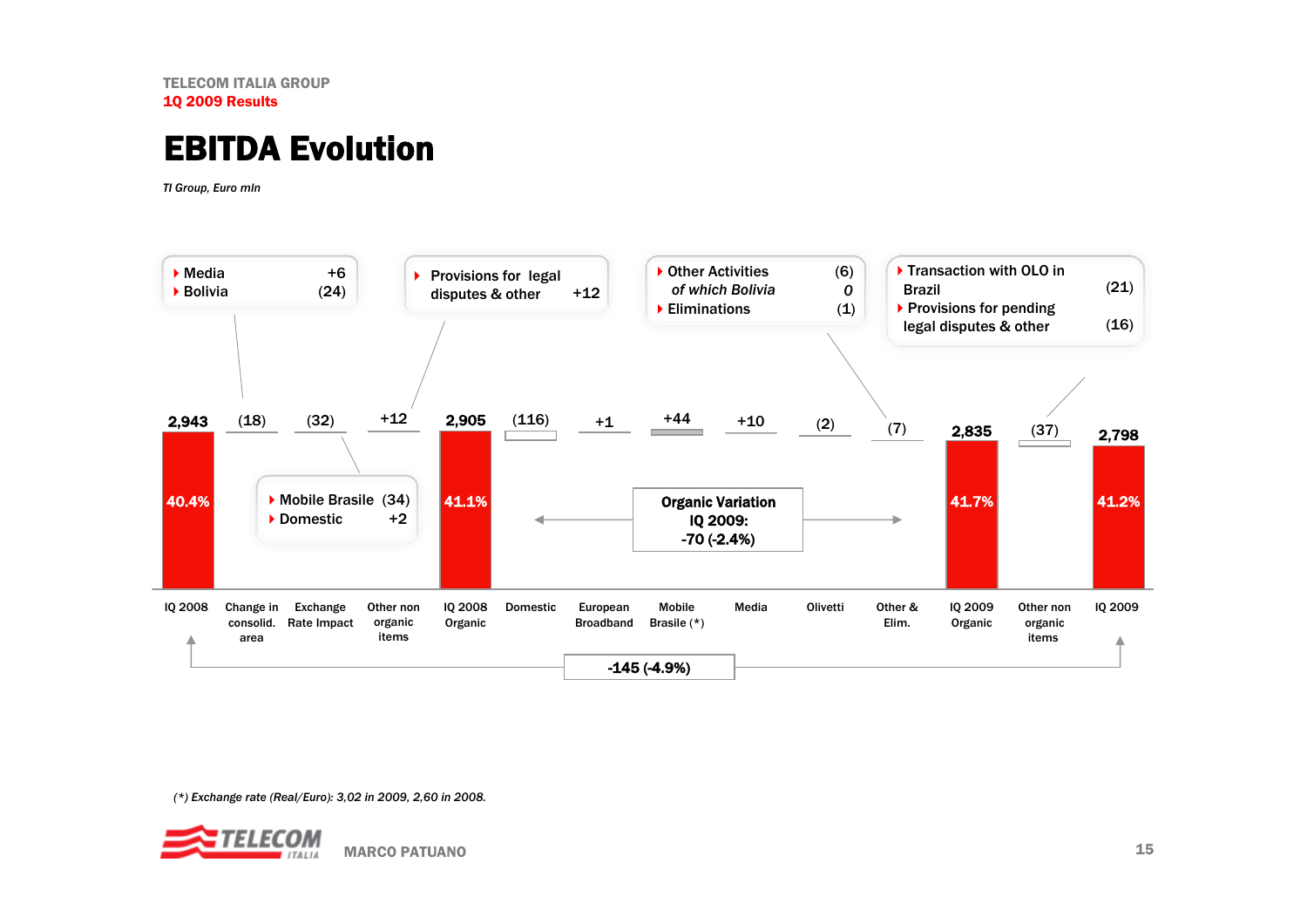# EBITDA Evolution

*TI Group, Euro mln*

| | IQ 2008 | Change in consolid. area | Exchange Rate Impact | Other non organic items | IQ 2008 Organic | Domestic | European Broadband | Mobile Brasile (*) | Media | Olivetti | Other & Elim. | IQ 2009 Organic | Other non organic items | IQ 2009 |
|---|---|---|---|---|---|---|---|---|---|---|---|---|---|---|
| Value | 2,943 | (18) | (32) | +12 | 2,905 | (116) | +1 | +44 | +10 | (2) | (7) | 2,835 | (37) | 2,798 |
| EBITDA margin | 40.4% | | | | 41.1% | | | | | | | 41.7% | | 41.2% |

- Change in consolid. area:
  - Media +6
  - Bolivia (24)
- Exchange Rate Impact:
  - Mobile Brasile (34)
  - Domestic +2
- Other non organic items (2008):
  - Provisions for legal disputes & other +12
- Other & Elim.:
  - Other Activities (6)
    - *of which Bolivia* *0*
  - Eliminations (1)
- Other non organic items (2009):
  - Transaction with OLO in Brazil (21)
  - Provisions for pending legal disputes & other (16)

**Organic Variation IQ 2009: -70 (-2.4%)**

**-145 (-4.9%)**

*(\*) Exchange rate (Real/Euro): 3,02 in 2009, 2,60 in 2008.*

MARCO PATUANO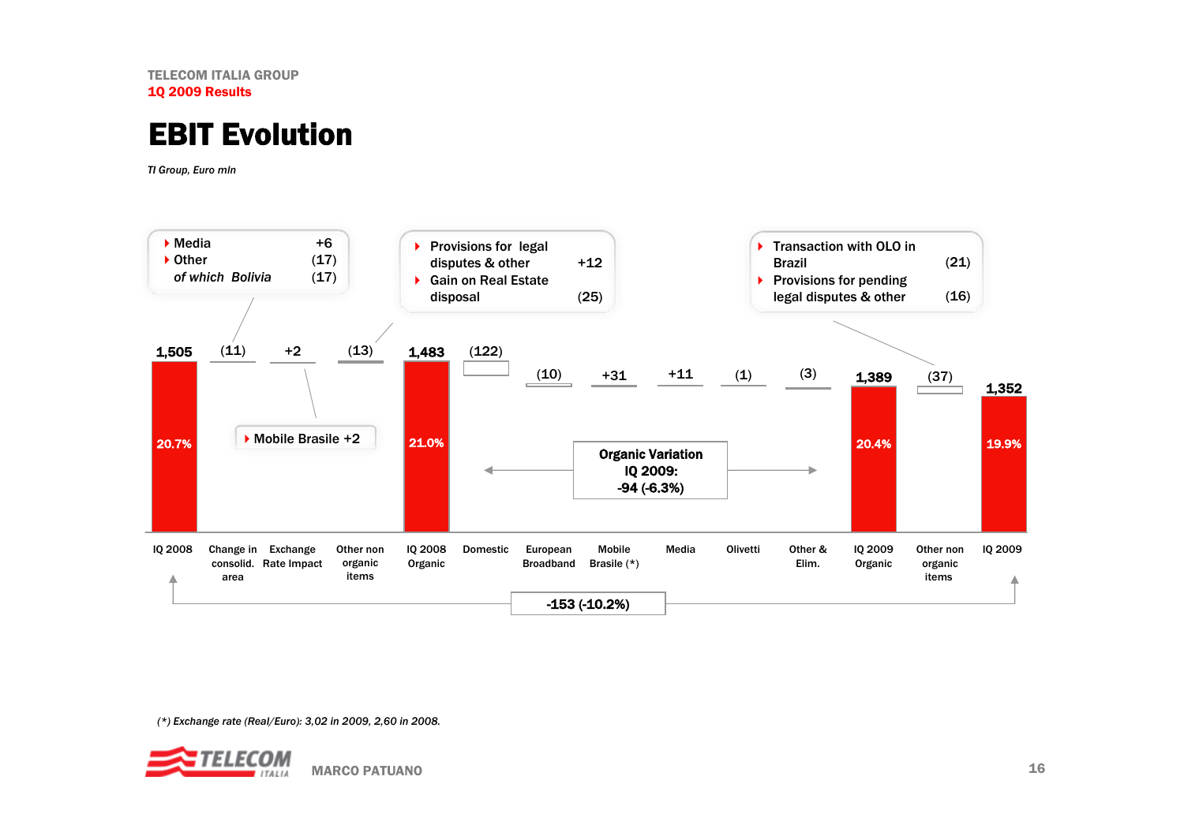TELECOM ITALIA GROUP
1Q 2009 Results

# EBIT Evolution

*TI Group, Euro mln*

- Media +6
- Other (17)
  - *of which Bolivia (17)*

- Provisions for legal disputes & other +12
- Gain on Real Estate disposal (25)

- Transaction with OLO in Brazil (21)
- Provisions for pending legal disputes & other (16)

- Mobile Brasile +2

| IQ 2008 | Change in consolid. area | Exchange Rate Impact | Other non organic items | IQ 2008 Organic | Domestic | European Broadband | Mobile Brasile (*) | Media | Olivetti | Other & Elim. | IQ 2009 Organic | Other non organic items | IQ 2009 |
|---|---|---|---|---|---|---|---|---|---|---|---|---|---|
| 1,505 | (11) | +2 | (13) | 1,483 | (122) | (10) | +31 | +11 | (1) | (3) | 1,389 | (37) | 1,352 |
| 20.7% | | | | 21.0% | | | | | | | 20.4% | | 19.9% |

**Organic Variation IQ 2009: -94 (-6.3%)**

**-153 (-10.2%)**

*(*) Exchange rate (Real/Euro): 3,02 in 2009, 2,60 in 2008.*

MARCO PATUANO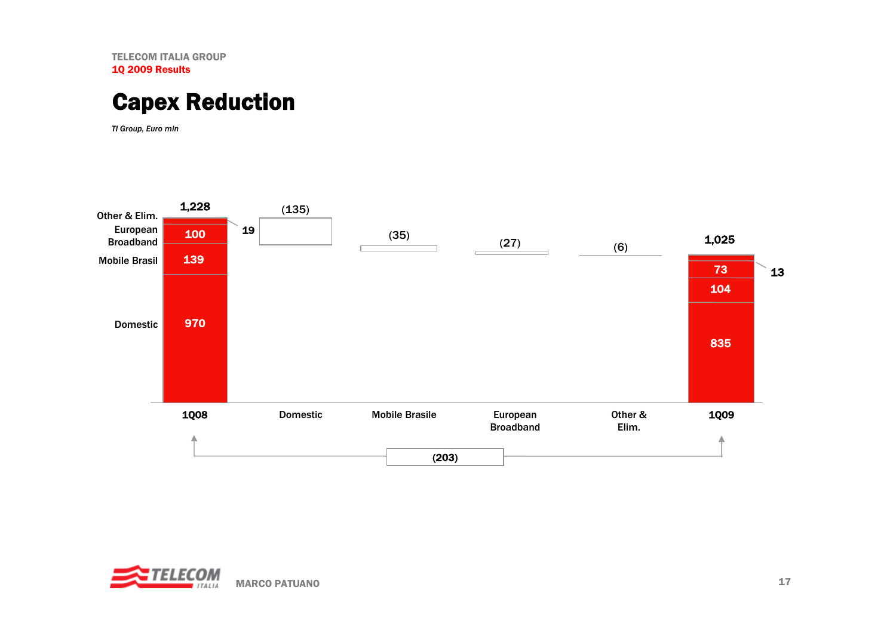TELECOM ITALIA GROUP

1Q 2009 Results

# Capex Reduction

*TI Group, Euro mln*

| | 1Q08 | Domestic | Mobile Brasile | European Broadband | Other & Elim. | 1Q09 |
|---|---|---|---|---|---|---|
| Total | 1,228 | (135) | (35) | (27) | (6) | 1,025 |
| Other & Elim. | 19 | | | | | 13 |
| European Broadband | 100 | | | | | 73 |
| Mobile Brasil | 139 | | | | | 104 |
| Domestic | 970 | | | | | 835 |

1Q08 → 1Q09: (203)

MARCO PATUANO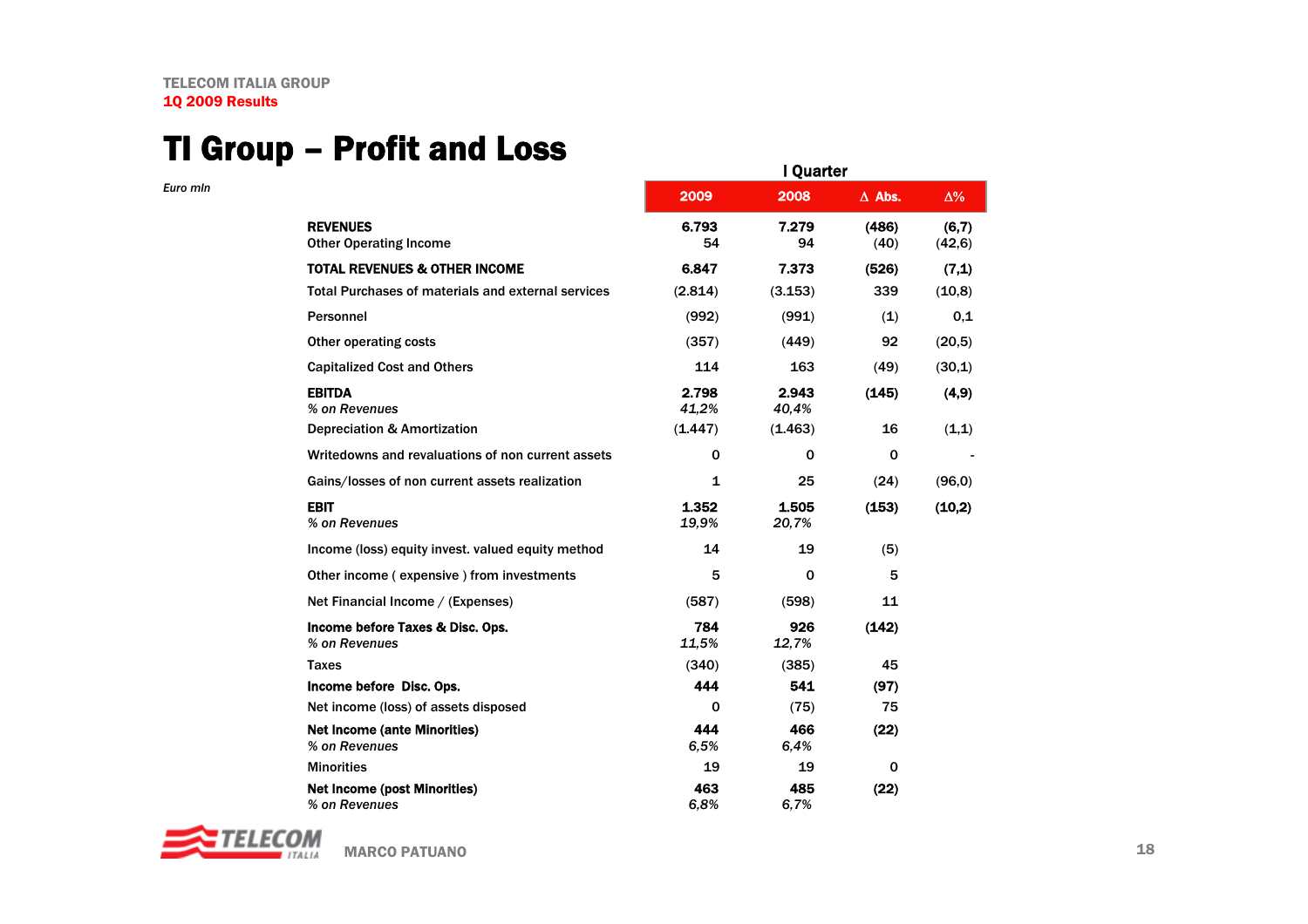TELECOM ITALIA GROUP
1Q 2009 Results

# TI Group – Profit and Loss

*Euro mln*

| | I Quarter | | | |
|---|---|---|---|---|
| | 2009 | 2008 | Δ Abs. | Δ% |
| **REVENUES** | **6.793** | **7.279** | **(486)** | **(6,7)** |
| Other Operating Income | 54 | 94 | (40) | (42,6) |
| **TOTAL REVENUES & OTHER INCOME** | **6.847** | **7.373** | **(526)** | **(7,1)** |
| Total Purchases of materials and external services | (2.814) | (3.153) | 339 | (10,8) |
| Personnel | (992) | (991) | (1) | 0,1 |
| Other operating costs | (357) | (449) | 92 | (20,5) |
| Capitalized Cost and Others | 114 | 163 | (49) | (30,1) |
| **EBITDA** | **2.798** | **2.943** | **(145)** | **(4,9)** |
| *% on Revenues* | *41,2%* | *40,4%* | | |
| Depreciation & Amortization | (1.447) | (1.463) | 16 | (1,1) |
| Writedowns and revaluations of non current assets | 0 | 0 | 0 | - |
| Gains/losses of non current assets realization | 1 | 25 | (24) | (96,0) |
| **EBIT** | **1.352** | **1.505** | **(153)** | **(10,2)** |
| *% on Revenues* | *19,9%* | *20,7%* | | |
| Income (loss) equity invest. valued equity method | 14 | 19 | (5) | |
| Other income ( expensive ) from investments | 5 | 0 | 5 | |
| Net Financial Income / (Expenses) | (587) | (598) | 11 | |
| **Income before Taxes & Disc. Ops.** | **784** | **926** | **(142)** | |
| *% on Revenues* | *11,5%* | *12,7%* | | |
| Taxes | (340) | (385) | 45 | |
| **Income before Disc. Ops.** | **444** | **541** | **(97)** | |
| Net income (loss) of assets disposed | 0 | (75) | 75 | |
| **Net Income (ante Minorities)** | **444** | **466** | **(22)** | |
| *% on Revenues* | *6,5%* | *6,4%* | | |
| Minorities | 19 | 19 | 0 | |
| **Net Income (post Minorities)** | **463** | **485** | **(22)** | |
| *% on Revenues* | *6,8%* | *6,7%* | | |

MARCO PATUANO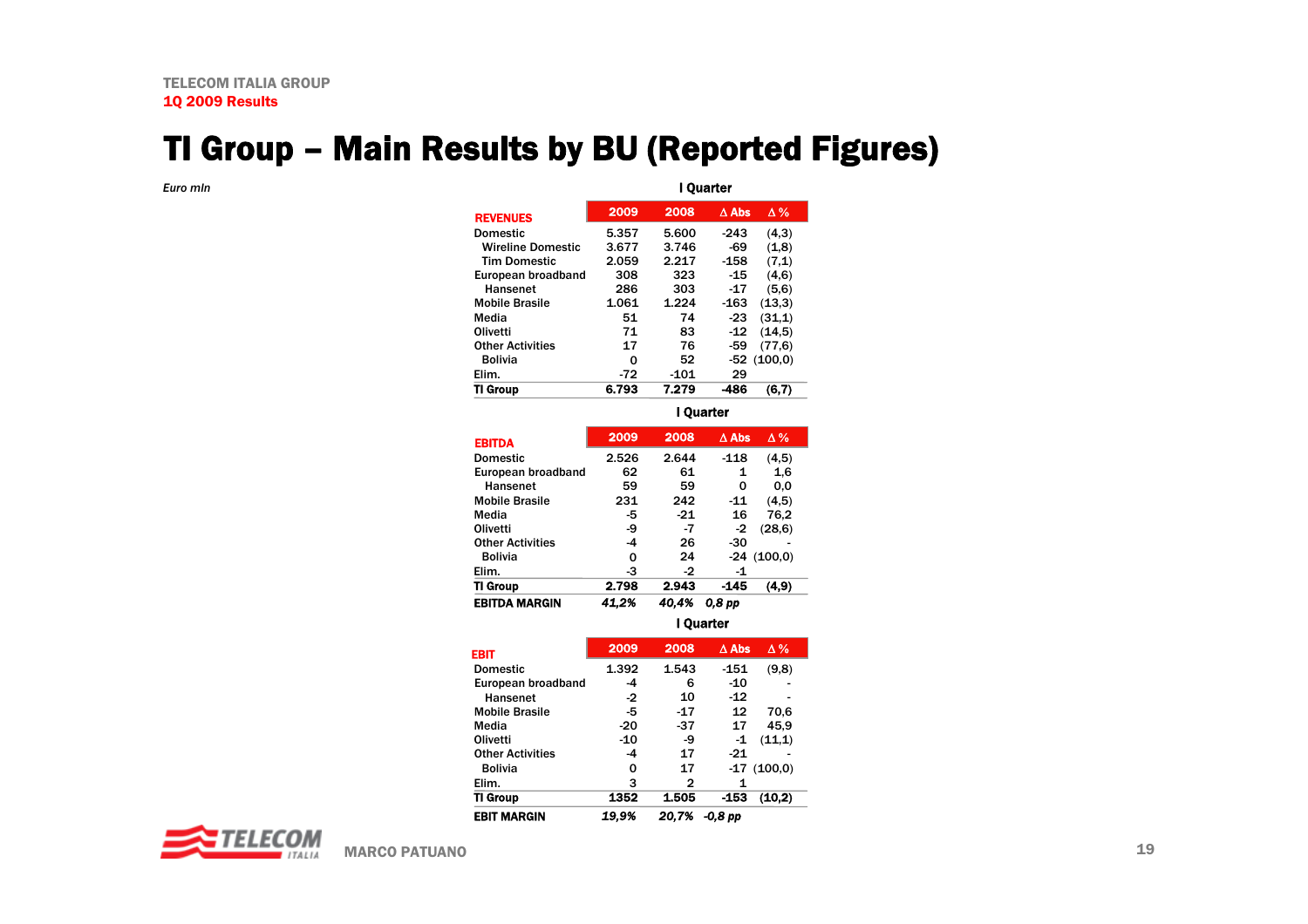TELECOM ITALIA GROUP

1Q 2009 Results

# TI Group – Main Results by BU (Reported Figures)

*Euro mln*

| REVENUES | I Quarter 2009 | 2008 | Δ Abs | Δ % |
|---|---|---|---|---|
| Domestic | 5.357 | 5.600 | -243 | (4,3) |
| Wireline Domestic | 3.677 | 3.746 | -69 | (1,8) |
| Tim Domestic | 2.059 | 2.217 | -158 | (7,1) |
| European broadband | 308 | 323 | -15 | (4,6) |
| Hansenet | 286 | 303 | -17 | (5,6) |
| Mobile Brasile | 1.061 | 1.224 | -163 | (13,3) |
| Media | 51 | 74 | -23 | (31,1) |
| Olivetti | 71 | 83 | -12 | (14,5) |
| Other Activities | 17 | 76 | -59 | (77,6) |
| Bolivia | 0 | 52 | -52 | (100,0) |
| Elim. | -72 | -101 | 29 | |
| **TI Group** | **6.793** | **7.279** | **-486** | **(6,7)** |

| EBITDA | I Quarter 2009 | 2008 | Δ Abs | Δ % |
|---|---|---|---|---|
| Domestic | 2.526 | 2.644 | -118 | (4,5) |
| European broadband | 62 | 61 | 1 | 1,6 |
| Hansenet | 59 | 59 | 0 | 0,0 |
| Mobile Brasile | 231 | 242 | -11 | (4,5) |
| Media | -5 | -21 | 16 | 76,2 |
| Olivetti | -9 | -7 | -2 | (28,6) |
| Other Activities | -4 | 26 | -30 | - |
| Bolivia | 0 | 24 | -24 | (100,0) |
| Elim. | -3 | -2 | -1 | |
| **TI Group** | **2.798** | **2.943** | **-145** | **(4,9)** |
| **EBITDA MARGIN** | ***41,2%*** | ***40,4%*** | ***0,8 pp*** | |

| EBIT | I Quarter 2009 | 2008 | Δ Abs | Δ % |
|---|---|---|---|---|
| Domestic | 1.392 | 1.543 | -151 | (9,8) |
| European broadband | -4 | 6 | -10 | - |
| Hansenet | -2 | 10 | -12 | - |
| Mobile Brasile | -5 | -17 | 12 | 70,6 |
| Media | -20 | -37 | 17 | 45,9 |
| Olivetti | -10 | -9 | -1 | (11,1) |
| Other Activities | -4 | 17 | -21 | - |
| Bolivia | 0 | 17 | -17 | (100,0) |
| Elim. | 3 | 2 | 1 | |
| **TI Group** | **1352** | **1.505** | **-153** | **(10,2)** |
| **EBIT MARGIN** | ***19,9%*** | ***20,7%*** | ***-0,8 pp*** | |

MARCO PATUANO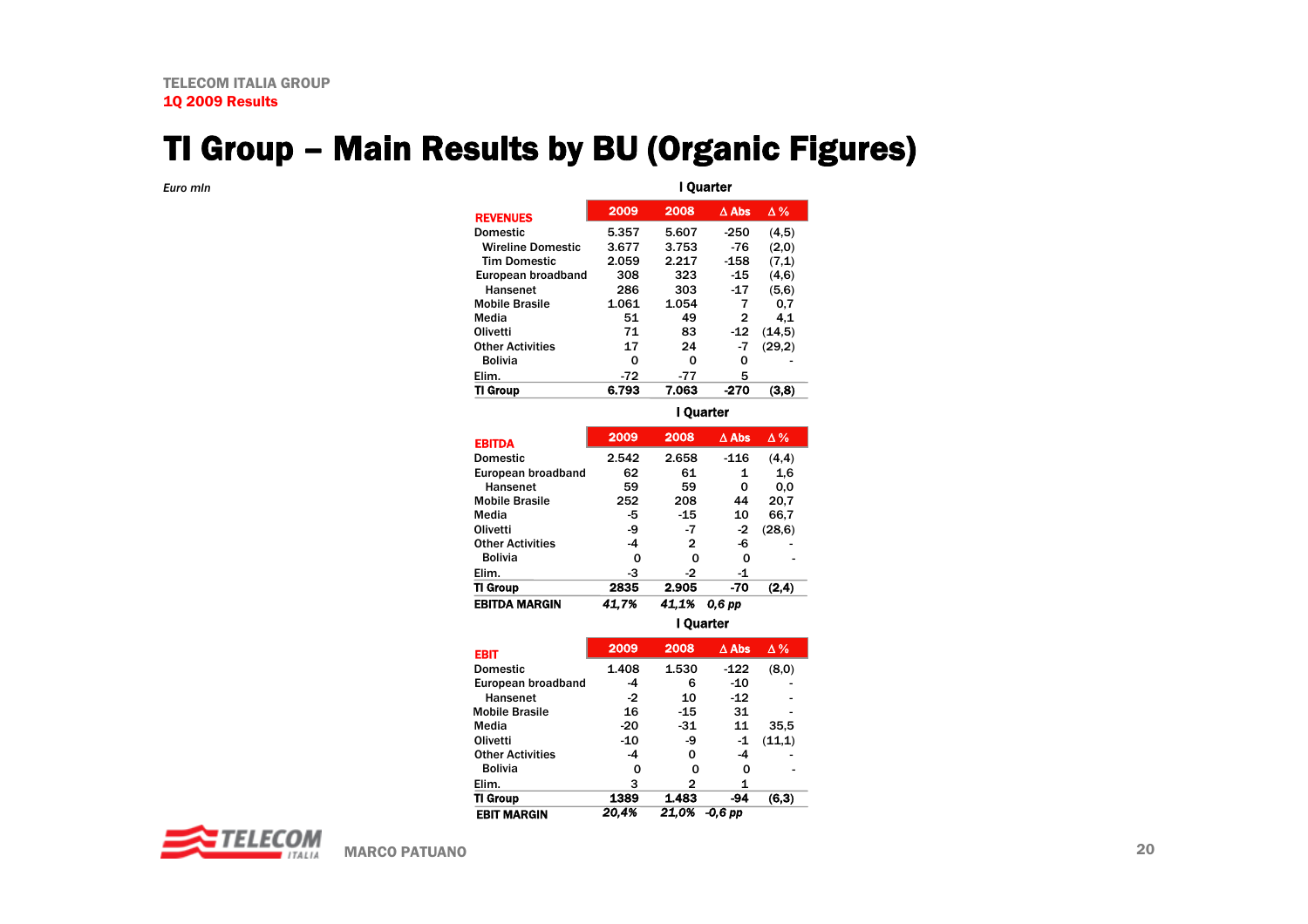TELECOM ITALIA GROUP

**1Q 2009 Results**

# TI Group – Main Results by BU (Organic Figures)

*Euro mln*

| REVENUES | I Quarter 2009 | 2008 | Δ Abs | Δ % |
|---|---|---|---|---|
| Domestic | 5.357 | 5.607 | -250 | (4,5) |
| Wireline Domestic | 3.677 | 3.753 | -76 | (2,0) |
| Tim Domestic | 2.059 | 2.217 | -158 | (7,1) |
| European broadband | 308 | 323 | -15 | (4,6) |
| Hansenet | 286 | 303 | -17 | (5,6) |
| Mobile Brasile | 1.061 | 1.054 | 7 | 0,7 |
| Media | 51 | 49 | 2 | 4,1 |
| Olivetti | 71 | 83 | -12 | (14,5) |
| Other Activities | 17 | 24 | -7 | (29,2) |
| Bolivia | 0 | 0 | 0 | - |
| Elim. | -72 | -77 | 5 | |
| **TI Group** | **6.793** | **7.063** | **-270** | **(3,8)** |

| EBITDA | I Quarter 2009 | 2008 | Δ Abs | Δ % |
|---|---|---|---|---|
| Domestic | 2.542 | 2.658 | -116 | (4,4) |
| European broadband | 62 | 61 | 1 | 1,6 |
| Hansenet | 59 | 59 | 0 | 0,0 |
| Mobile Brasile | 252 | 208 | 44 | 20,7 |
| Media | -5 | -15 | 10 | 66,7 |
| Olivetti | -9 | -7 | -2 | (28,6) |
| Other Activities | -4 | 2 | -6 | - |
| Bolivia | 0 | 0 | 0 | - |
| Elim. | -3 | -2 | -1 | |
| **TI Group** | **2835** | **2.905** | **-70** | **(2,4)** |
| **EBITDA MARGIN** | ***41,7%*** | ***41,1%*** | ***0,6 pp*** | |

| EBIT | I Quarter 2009 | 2008 | Δ Abs | Δ % |
|---|---|---|---|---|
| Domestic | 1.408 | 1.530 | -122 | (8,0) |
| European broadband | -4 | 6 | -10 | - |
| Hansenet | -2 | 10 | -12 | - |
| Mobile Brasile | 16 | -15 | 31 | - |
| Media | -20 | -31 | 11 | 35,5 |
| Olivetti | -10 | -9 | -1 | (11,1) |
| Other Activities | -4 | 0 | -4 | - |
| Bolivia | 0 | 0 | 0 | - |
| Elim. | 3 | 2 | 1 | |
| **TI Group** | **1389** | **1.483** | **-94** | **(6,3)** |
| **EBIT MARGIN** | ***20,4%*** | ***21,0%*** | ***-0,6 pp*** | |

MARCO PATUANO